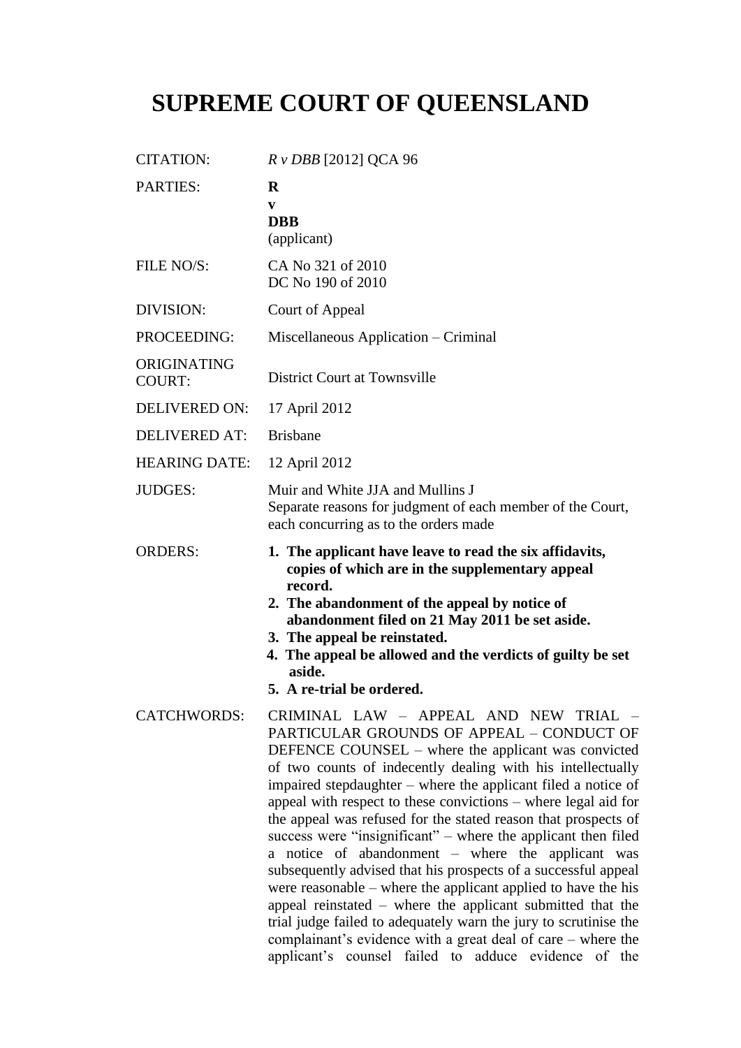# SUPREME COURT OF QUEENSLAND

| | |
|---|---|
| CITATION: | *R v DBB* [2012] QCA 96 |
| PARTIES: | **R**<br>**v**<br>**DBB**<br>(applicant) |
| FILE NO/S: | CA No 321 of 2010<br>DC No 190 of 2010 |
| DIVISION: | Court of Appeal |
| PROCEEDING: | Miscellaneous Application – Criminal |
| ORIGINATING COURT: | District Court at Townsville |
| DELIVERED ON: | 17 April 2012 |
| DELIVERED AT: | Brisbane |
| HEARING DATE: | 12 April 2012 |
| JUDGES: | Muir and White JJA and Mullins J<br>Separate reasons for judgment of each member of the Court, each concurring as to the orders made |
| ORDERS: | **1. The applicant have leave to read the six affidavits, copies of which are in the supplementary appeal record.**<br>**2. The abandonment of the appeal by notice of abandonment filed on 21 May 2011 be set aside.**<br>**3. The appeal be reinstated.**<br>**4. The appeal be allowed and the verdicts of guilty be set aside.**<br>**5. A re-trial be ordered.** |
| CATCHWORDS: | CRIMINAL LAW – APPEAL AND NEW TRIAL – PARTICULAR GROUNDS OF APPEAL – CONDUCT OF DEFENCE COUNSEL – where the applicant was convicted of two counts of indecently dealing with his intellectually impaired stepdaughter – where the applicant filed a notice of appeal with respect to these convictions – where legal aid for the appeal was refused for the stated reason that prospects of success were "insignificant" – where the applicant then filed a notice of abandonment – where the applicant was subsequently advised that his prospects of a successful appeal were reasonable – where the applicant applied to have the his appeal reinstated – where the applicant submitted that the trial judge failed to adequately warn the jury to scrutinise the complainant's evidence with a great deal of care – where the applicant's counsel failed to adduce evidence of the |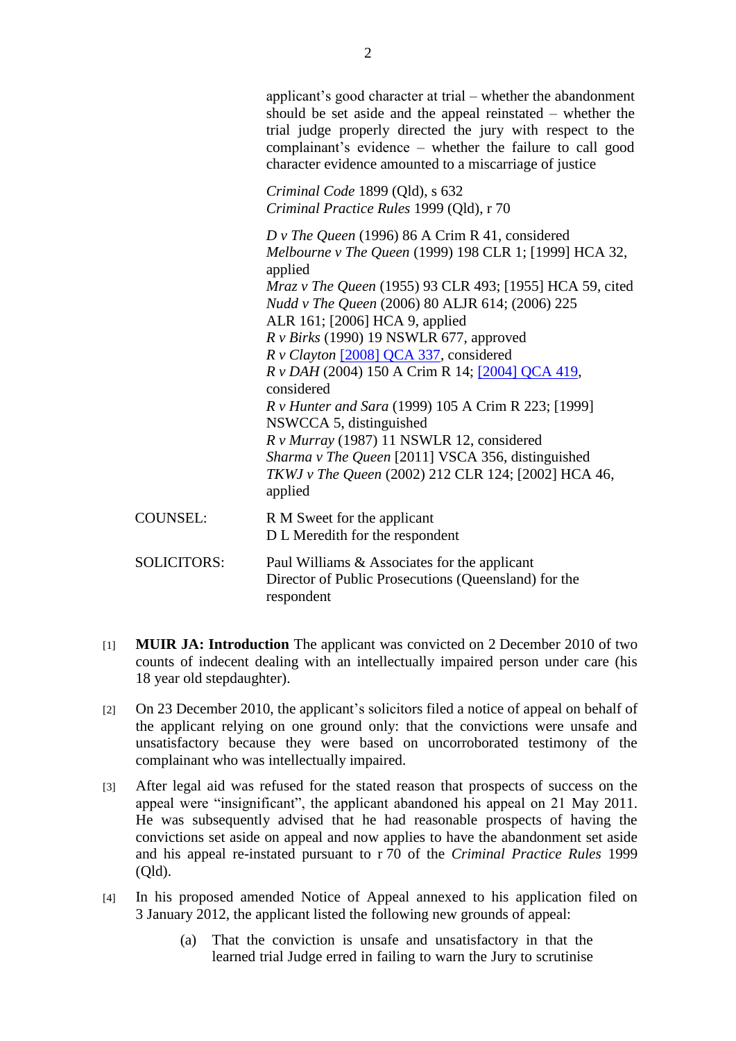applicant's good character at trial – whether the abandonment should be set aside and the appeal reinstated – whether the trial judge properly directed the jury with respect to the complainant's evidence – whether the failure to call good character evidence amounted to a miscarriage of justice

*Criminal Code* 1899 (Qld), s 632
*Criminal Practice Rules* 1999 (Qld), r 70

*D v The Queen* (1996) 86 A Crim R 41, considered
*Melbourne v The Queen* (1999) 198 CLR 1; [1999] HCA 32, applied
*Mraz v The Queen* (1955) 93 CLR 493; [1955] HCA 59, cited
*Nudd v The Queen* (2006) 80 ALJR 614; (2006) 225 ALR 161; [2006] HCA 9, applied
*R v Birks* (1990) 19 NSWLR 677, approved
*R v Clayton* [2008] QCA 337, considered
*R v DAH* (2004) 150 A Crim R 14; [2004] QCA 419, considered
*R v Hunter and Sara* (1999) 105 A Crim R 223; [1999] NSWCCA 5, distinguished
*R v Murray* (1987) 11 NSWLR 12, considered
*Sharma v The Queen* [2011] VSCA 356, distinguished
*TKWJ v The Queen* (2002) 212 CLR 124; [2002] HCA 46, applied

COUNSEL: R M Sweet for the applicant
D L Meredith for the respondent

SOLICITORS: Paul Williams & Associates for the applicant
Director of Public Prosecutions (Queensland) for the respondent

[1] **MUIR JA: Introduction** The applicant was convicted on 2 December 2010 of two counts of indecent dealing with an intellectually impaired person under care (his 18 year old stepdaughter).

[2] On 23 December 2010, the applicant's solicitors filed a notice of appeal on behalf of the applicant relying on one ground only: that the convictions were unsafe and unsatisfactory because they were based on uncorroborated testimony of the complainant who was intellectually impaired.

[3] After legal aid was refused for the stated reason that prospects of success on the appeal were "insignificant", the applicant abandoned his appeal on 21 May 2011. He was subsequently advised that he had reasonable prospects of having the convictions set aside on appeal and now applies to have the abandonment set aside and his appeal re-instated pursuant to r 70 of the *Criminal Practice Rules* 1999 (Qld).

[4] In his proposed amended Notice of Appeal annexed to his application filed on 3 January 2012, the applicant listed the following new grounds of appeal:

(a) That the conviction is unsafe and unsatisfactory in that the learned trial Judge erred in failing to warn the Jury to scrutinise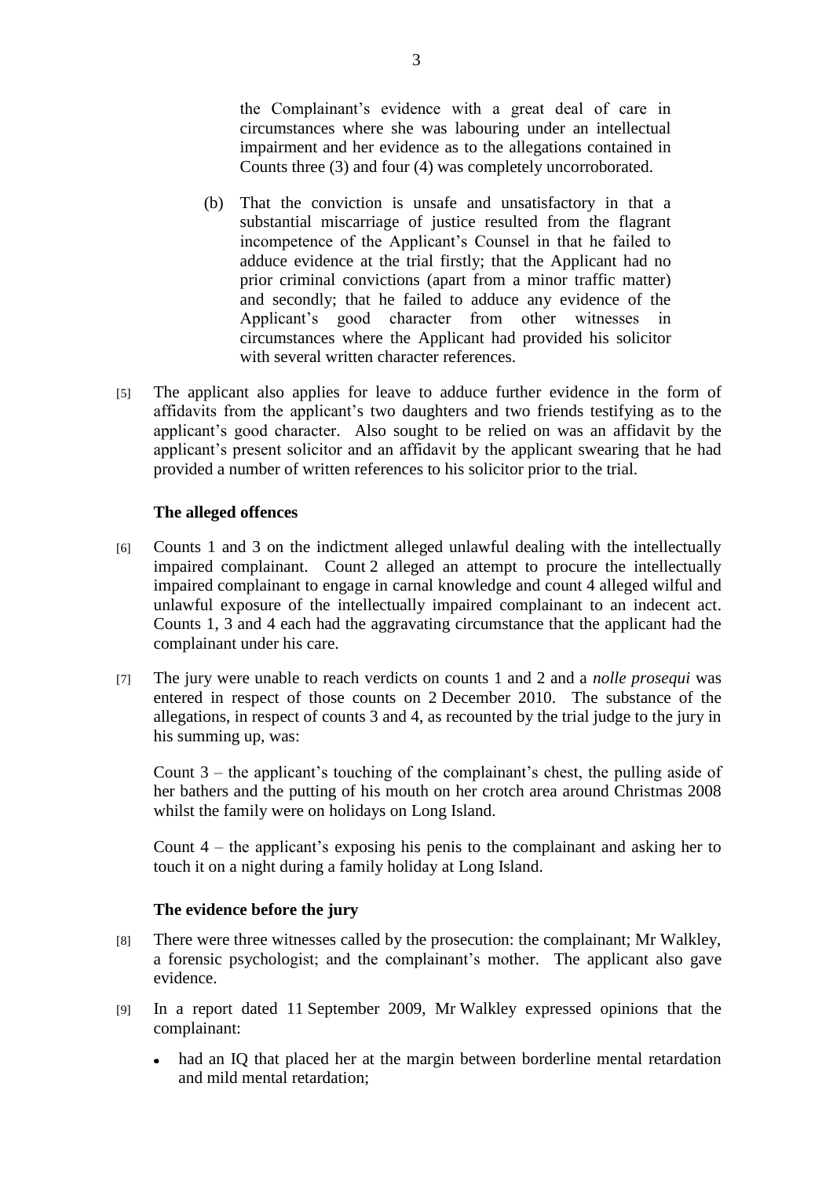the Complainant's evidence with a great deal of care in circumstances where she was labouring under an intellectual impairment and her evidence as to the allegations contained in Counts three (3) and four (4) was completely uncorroborated.

(b) That the conviction is unsafe and unsatisfactory in that a substantial miscarriage of justice resulted from the flagrant incompetence of the Applicant's Counsel in that he failed to adduce evidence at the trial firstly; that the Applicant had no prior criminal convictions (apart from a minor traffic matter) and secondly; that he failed to adduce any evidence of the Applicant's good character from other witnesses in circumstances where the Applicant had provided his solicitor with several written character references.

[5] The applicant also applies for leave to adduce further evidence in the form of affidavits from the applicant's two daughters and two friends testifying as to the applicant's good character. Also sought to be relied on was an affidavit by the applicant's present solicitor and an affidavit by the applicant swearing that he had provided a number of written references to his solicitor prior to the trial.

### The alleged offences

[6] Counts 1 and 3 on the indictment alleged unlawful dealing with the intellectually impaired complainant. Count 2 alleged an attempt to procure the intellectually impaired complainant to engage in carnal knowledge and count 4 alleged wilful and unlawful exposure of the intellectually impaired complainant to an indecent act. Counts 1, 3 and 4 each had the aggravating circumstance that the applicant had the complainant under his care.

[7] The jury were unable to reach verdicts on counts 1 and 2 and a *nolle prosequi* was entered in respect of those counts on 2 December 2010. The substance of the allegations, in respect of counts 3 and 4, as recounted by the trial judge to the jury in his summing up, was:

Count 3 – the applicant's touching of the complainant's chest, the pulling aside of her bathers and the putting of his mouth on her crotch area around Christmas 2008 whilst the family were on holidays on Long Island.

Count 4 – the applicant's exposing his penis to the complainant and asking her to touch it on a night during a family holiday at Long Island.

### The evidence before the jury

[8] There were three witnesses called by the prosecution: the complainant; Mr Walkley, a forensic psychologist; and the complainant's mother. The applicant also gave evidence.

[9] In a report dated 11 September 2009, Mr Walkley expressed opinions that the complainant:

- had an IQ that placed her at the margin between borderline mental retardation and mild mental retardation;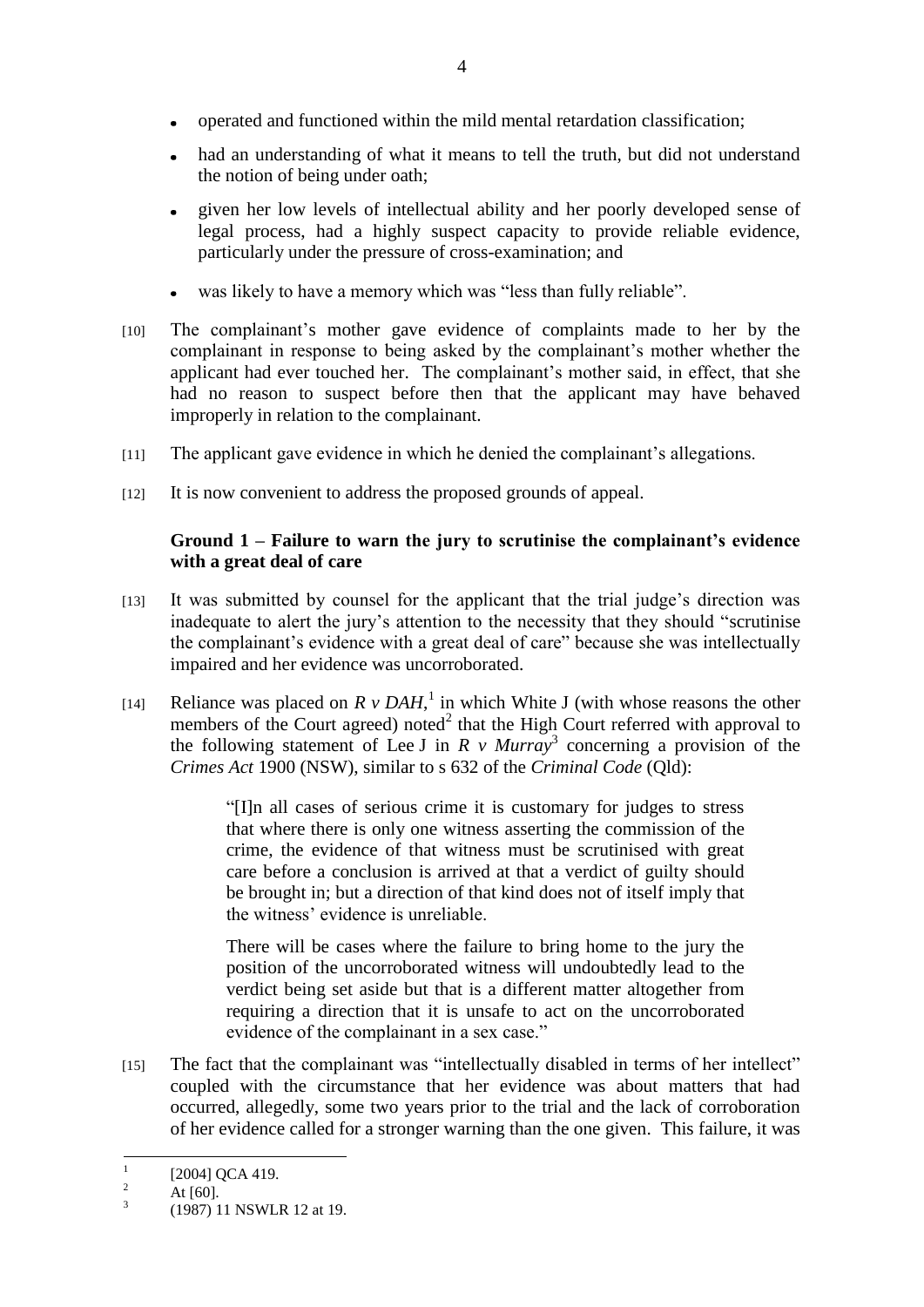- operated and functioned within the mild mental retardation classification;
- had an understanding of what it means to tell the truth, but did not understand the notion of being under oath;
- given her low levels of intellectual ability and her poorly developed sense of legal process, had a highly suspect capacity to provide reliable evidence, particularly under the pressure of cross-examination; and
- was likely to have a memory which was "less than fully reliable".

[10] The complainant's mother gave evidence of complaints made to her by the complainant in response to being asked by the complainant's mother whether the applicant had ever touched her. The complainant's mother said, in effect, that she had no reason to suspect before then that the applicant may have behaved improperly in relation to the complainant.

[11] The applicant gave evidence in which he denied the complainant's allegations.

[12] It is now convenient to address the proposed grounds of appeal.

**Ground 1 – Failure to warn the jury to scrutinise the complainant's evidence with a great deal of care**

[13] It was submitted by counsel for the applicant that the trial judge's direction was inadequate to alert the jury's attention to the necessity that they should "scrutinise the complainant's evidence with a great deal of care" because she was intellectually impaired and her evidence was uncorroborated.

[14] Reliance was placed on *R v DAH*,[1] in which White J (with whose reasons the other members of the Court agreed) noted[2] that the High Court referred with approval to the following statement of Lee J in *R v Murray*[3] concerning a provision of the *Crimes Act* 1900 (NSW), similar to s 632 of the *Criminal Code* (Qld):

> "[I]n all cases of serious crime it is customary for judges to stress that where there is only one witness asserting the commission of the crime, the evidence of that witness must be scrutinised with great care before a conclusion is arrived at that a verdict of guilty should be brought in; but a direction of that kind does not of itself imply that the witness' evidence is unreliable.
>
> There will be cases where the failure to bring home to the jury the position of the uncorroborated witness will undoubtedly lead to the verdict being set aside but that is a different matter altogether from requiring a direction that it is unsafe to act on the uncorroborated evidence of the complainant in a sex case."

[15] The fact that the complainant was "intellectually disabled in terms of her intellect" coupled with the circumstance that her evidence was about matters that had occurred, allegedly, some two years prior to the trial and the lack of corroboration of her evidence called for a stronger warning than the one given. This failure, it was

---

[1] [2004] QCA 419.

[2] At [60].

[3] (1987) 11 NSWLR 12 at 19.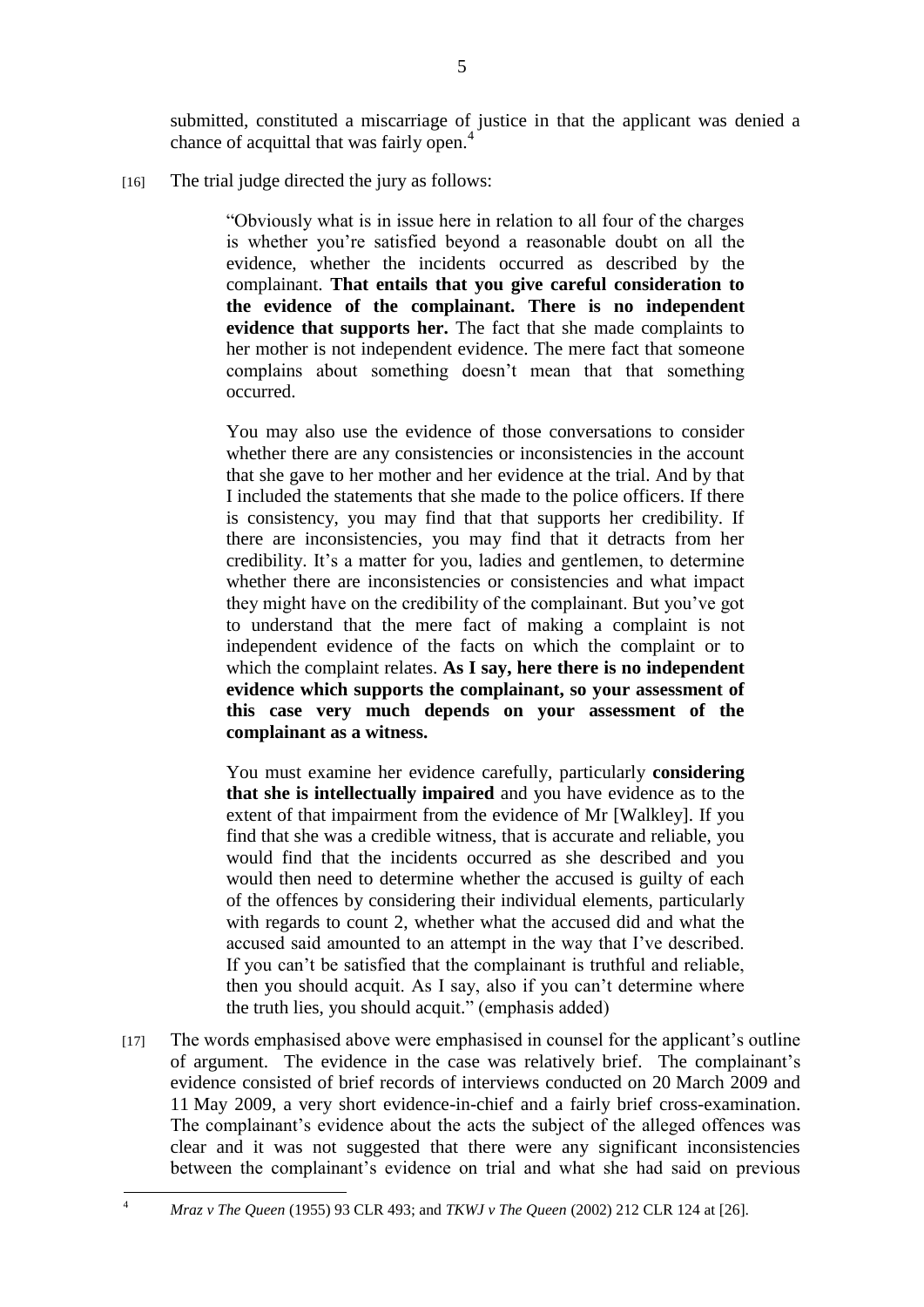submitted, constituted a miscarriage of justice in that the applicant was denied a chance of acquittal that was fairly open.[4]

[16] The trial judge directed the jury as follows:

> "Obviously what is in issue here in relation to all four of the charges is whether you're satisfied beyond a reasonable doubt on all the evidence, whether the incidents occurred as described by the complainant. **That entails that you give careful consideration to the evidence of the complainant. There is no independent evidence that supports her.** The fact that she made complaints to her mother is not independent evidence. The mere fact that someone complains about something doesn't mean that that something occurred.
>
> You may also use the evidence of those conversations to consider whether there are any consistencies or inconsistencies in the account that she gave to her mother and her evidence at the trial. And by that I included the statements that she made to the police officers. If there is consistency, you may find that that supports her credibility. If there are inconsistencies, you may find that it detracts from her credibility. It's a matter for you, ladies and gentlemen, to determine whether there are inconsistencies or consistencies and what impact they might have on the credibility of the complainant. But you've got to understand that the mere fact of making a complaint is not independent evidence of the facts on which the complaint or to which the complaint relates. **As I say, here there is no independent evidence which supports the complainant, so your assessment of this case very much depends on your assessment of the complainant as a witness.**
>
> You must examine her evidence carefully, particularly **considering that she is intellectually impaired** and you have evidence as to the extent of that impairment from the evidence of Mr [Walkley]. If you find that she was a credible witness, that is accurate and reliable, you would find that the incidents occurred as she described and you would then need to determine whether the accused is guilty of each of the offences by considering their individual elements, particularly with regards to count 2, whether what the accused did and what the accused said amounted to an attempt in the way that I've described. If you can't be satisfied that the complainant is truthful and reliable, then you should acquit. As I say, also if you can't determine where the truth lies, you should acquit." (emphasis added)

[17] The words emphasised above were emphasised in counsel for the applicant's outline of argument. The evidence in the case was relatively brief. The complainant's evidence consisted of brief records of interviews conducted on 20 March 2009 and 11 May 2009, a very short evidence-in-chief and a fairly brief cross-examination. The complainant's evidence about the acts the subject of the alleged offences was clear and it was not suggested that there were any significant inconsistencies between the complainant's evidence on trial and what she had said on previous

---

[4] *Mraz v The Queen* (1955) 93 CLR 493; and *TKWJ v The Queen* (2002) 212 CLR 124 at [26].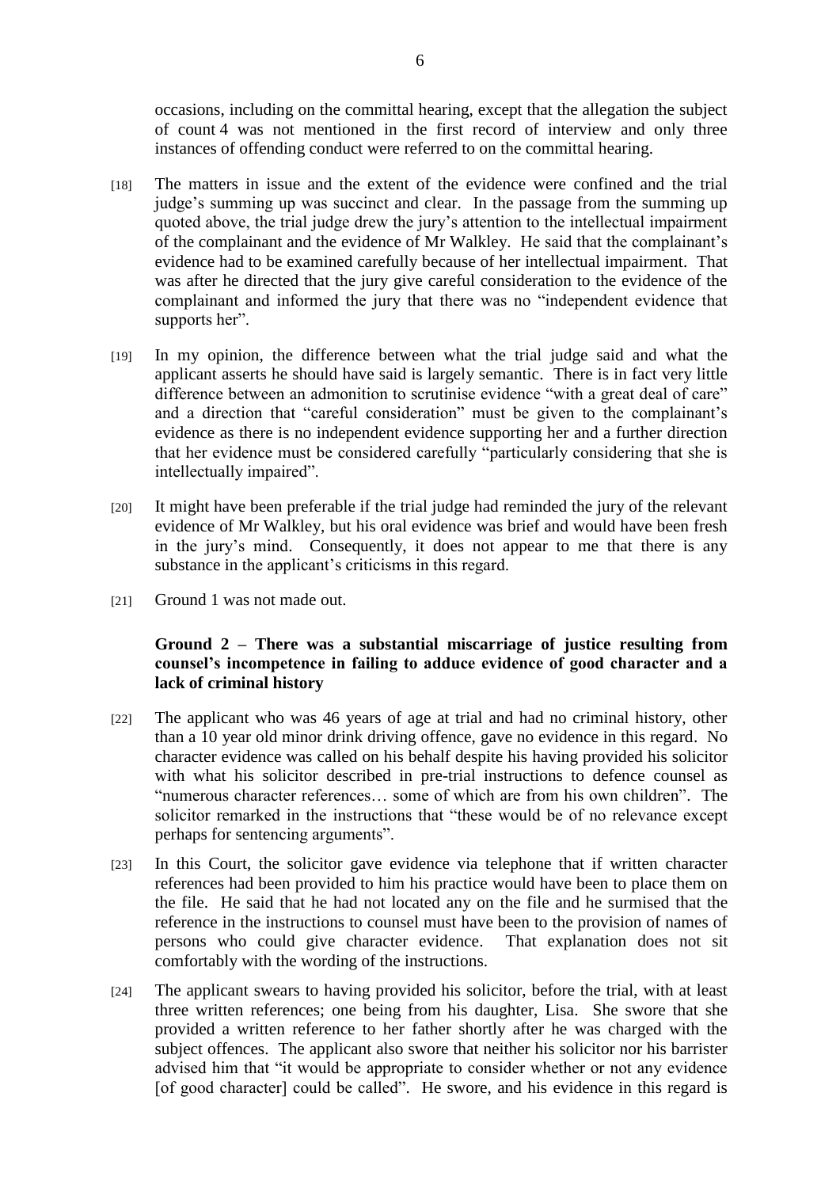occasions, including on the committal hearing, except that the allegation the subject of count 4 was not mentioned in the first record of interview and only three instances of offending conduct were referred to on the committal hearing.

[18] The matters in issue and the extent of the evidence were confined and the trial judge's summing up was succinct and clear. In the passage from the summing up quoted above, the trial judge drew the jury's attention to the intellectual impairment of the complainant and the evidence of Mr Walkley. He said that the complainant's evidence had to be examined carefully because of her intellectual impairment. That was after he directed that the jury give careful consideration to the evidence of the complainant and informed the jury that there was no "independent evidence that supports her".

[19] In my opinion, the difference between what the trial judge said and what the applicant asserts he should have said is largely semantic. There is in fact very little difference between an admonition to scrutinise evidence "with a great deal of care" and a direction that "careful consideration" must be given to the complainant's evidence as there is no independent evidence supporting her and a further direction that her evidence must be considered carefully "particularly considering that she is intellectually impaired".

[20] It might have been preferable if the trial judge had reminded the jury of the relevant evidence of Mr Walkley, but his oral evidence was brief and would have been fresh in the jury's mind. Consequently, it does not appear to me that there is any substance in the applicant's criticisms in this regard.

[21] Ground 1 was not made out.

### Ground 2 – There was a substantial miscarriage of justice resulting from counsel's incompetence in failing to adduce evidence of good character and a lack of criminal history

[22] The applicant who was 46 years of age at trial and had no criminal history, other than a 10 year old minor drink driving offence, gave no evidence in this regard. No character evidence was called on his behalf despite his having provided his solicitor with what his solicitor described in pre-trial instructions to defence counsel as "numerous character references… some of which are from his own children". The solicitor remarked in the instructions that "these would be of no relevance except perhaps for sentencing arguments".

[23] In this Court, the solicitor gave evidence via telephone that if written character references had been provided to him his practice would have been to place them on the file. He said that he had not located any on the file and he surmised that the reference in the instructions to counsel must have been to the provision of names of persons who could give character evidence. That explanation does not sit comfortably with the wording of the instructions.

[24] The applicant swears to having provided his solicitor, before the trial, with at least three written references; one being from his daughter, Lisa. She swore that she provided a written reference to her father shortly after he was charged with the subject offences. The applicant also swore that neither his solicitor nor his barrister advised him that "it would be appropriate to consider whether or not any evidence [of good character] could be called". He swore, and his evidence in this regard is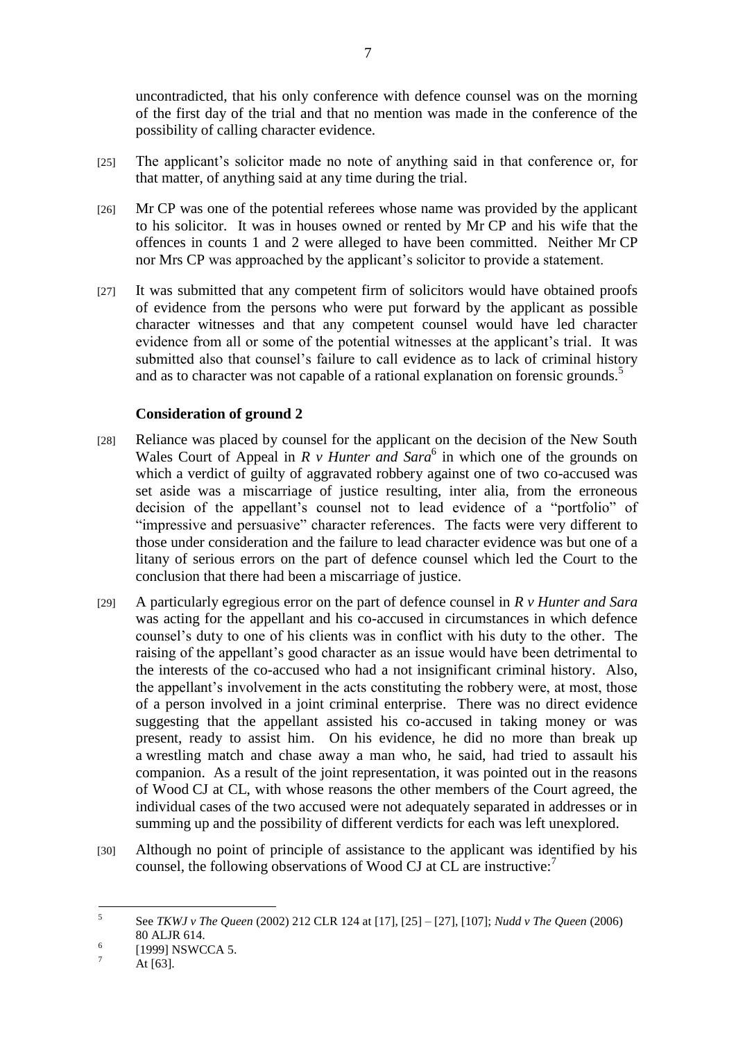uncontradicted, that his only conference with defence counsel was on the morning of the first day of the trial and that no mention was made in the conference of the possibility of calling character evidence.

[25] The applicant's solicitor made no note of anything said in that conference or, for that matter, of anything said at any time during the trial.

[26] Mr CP was one of the potential referees whose name was provided by the applicant to his solicitor. It was in houses owned or rented by Mr CP and his wife that the offences in counts 1 and 2 were alleged to have been committed. Neither Mr CP nor Mrs CP was approached by the applicant's solicitor to provide a statement.

[27] It was submitted that any competent firm of solicitors would have obtained proofs of evidence from the persons who were put forward by the applicant as possible character witnesses and that any competent counsel would have led character evidence from all or some of the potential witnesses at the applicant's trial. It was submitted also that counsel's failure to call evidence as to lack of criminal history and as to character was not capable of a rational explanation on forensic grounds.[5]

### Consideration of ground 2

[28] Reliance was placed by counsel for the applicant on the decision of the New South Wales Court of Appeal in *R v Hunter and Sara*[6] in which one of the grounds on which a verdict of guilty of aggravated robbery against one of two co-accused was set aside was a miscarriage of justice resulting, inter alia, from the erroneous decision of the appellant's counsel not to lead evidence of a "portfolio" of "impressive and persuasive" character references. The facts were very different to those under consideration and the failure to lead character evidence was but one of a litany of serious errors on the part of defence counsel which led the Court to the conclusion that there had been a miscarriage of justice.

[29] A particularly egregious error on the part of defence counsel in *R v Hunter and Sara* was acting for the appellant and his co-accused in circumstances in which defence counsel's duty to one of his clients was in conflict with his duty to the other. The raising of the appellant's good character as an issue would have been detrimental to the interests of the co-accused who had a not insignificant criminal history. Also, the appellant's involvement in the acts constituting the robbery were, at most, those of a person involved in a joint criminal enterprise. There was no direct evidence suggesting that the appellant assisted his co-accused in taking money or was present, ready to assist him. On his evidence, he did no more than break up a wrestling match and chase away a man who, he said, had tried to assault his companion. As a result of the joint representation, it was pointed out in the reasons of Wood CJ at CL, with whose reasons the other members of the Court agreed, the individual cases of the two accused were not adequately separated in addresses or in summing up and the possibility of different verdicts for each was left unexplored.

[30] Although no point of principle of assistance to the applicant was identified by his counsel, the following observations of Wood CJ at CL are instructive:[7]

---

[5] See *TKWJ v The Queen* (2002) 212 CLR 124 at [17], [25] – [27], [107]; *Nudd v The Queen* (2006) 80 ALJR 614.

[6] [1999] NSWCCA 5.

[7] At [63].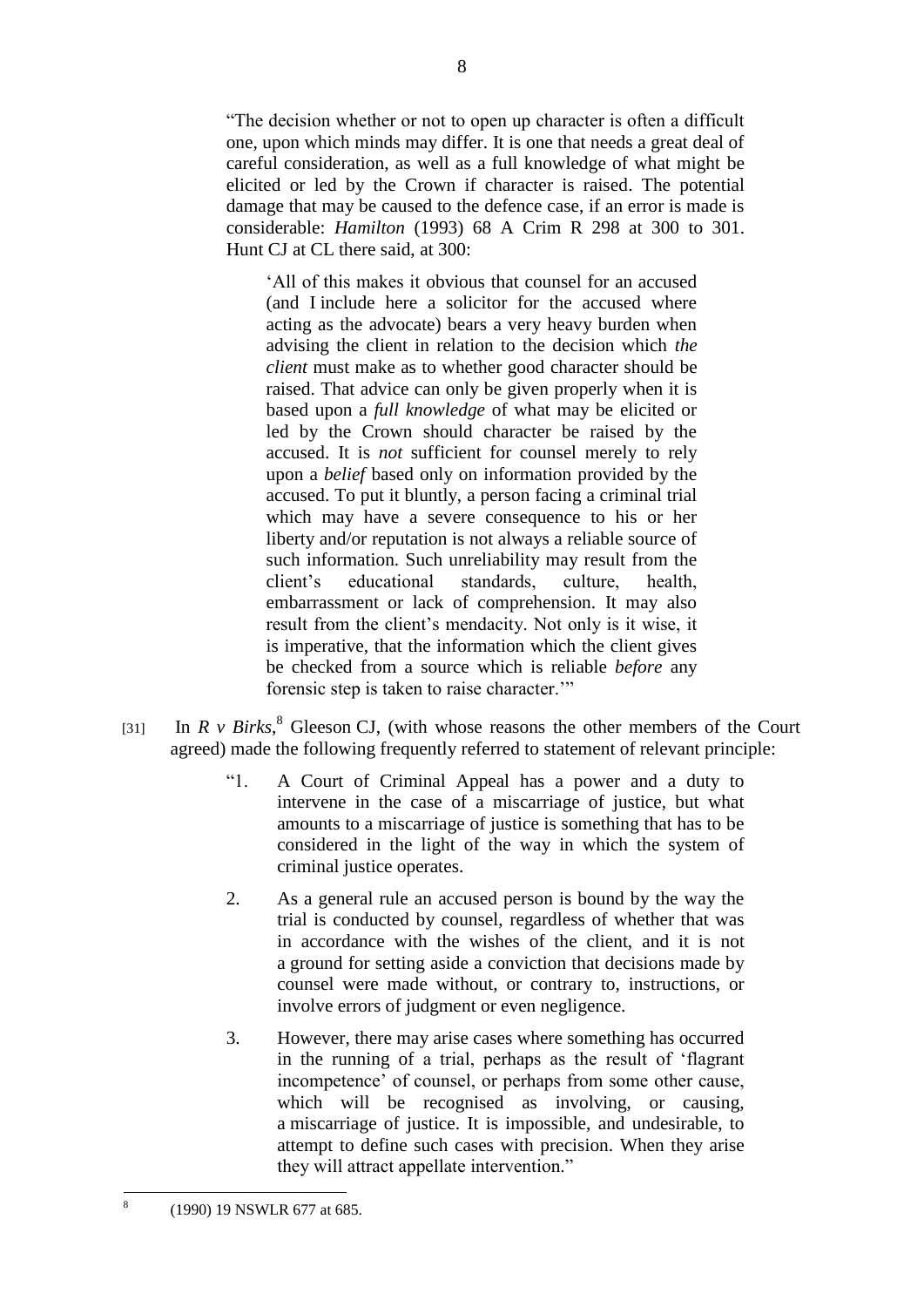> "The decision whether or not to open up character is often a difficult one, upon which minds may differ. It is one that needs a great deal of careful consideration, as well as a full knowledge of what might be elicited or led by the Crown if character is raised. The potential damage that may be caused to the defence case, if an error is made is considerable: *Hamilton* (1993) 68 A Crim R 298 at 300 to 301. Hunt CJ at CL there said, at 300:
>
> > 'All of this makes it obvious that counsel for an accused (and I include here a solicitor for the accused where acting as the advocate) bears a very heavy burden when advising the client in relation to the decision which *the client* must make as to whether good character should be raised. That advice can only be given properly when it is based upon a *full knowledge* of what may be elicited or led by the Crown should character be raised by the accused. It is *not* sufficient for counsel merely to rely upon a *belief* based only on information provided by the accused. To put it bluntly, a person facing a criminal trial which may have a severe consequence to his or her liberty and/or reputation is not always a reliable source of such information. Such unreliability may result from the client's educational standards, culture, health, embarrassment or lack of comprehension. It may also result from the client's mendacity. Not only is it wise, it is imperative, that the information which the client gives be checked from a source which is reliable *before* any forensic step is taken to raise character.'"

[31] In *R v Birks*,[8] Gleeson CJ, (with whose reasons the other members of the Court agreed) made the following frequently referred to statement of relevant principle:

> "1. A Court of Criminal Appeal has a power and a duty to intervene in the case of a miscarriage of justice, but what amounts to a miscarriage of justice is something that has to be considered in the light of the way in which the system of criminal justice operates.
>
> 2. As a general rule an accused person is bound by the way the trial is conducted by counsel, regardless of whether that was in accordance with the wishes of the client, and it is not a ground for setting aside a conviction that decisions made by counsel were made without, or contrary to, instructions, or involve errors of judgment or even negligence.
>
> 3. However, there may arise cases where something has occurred in the running of a trial, perhaps as the result of 'flagrant incompetence' of counsel, or perhaps from some other cause, which will be recognised as involving, or causing, a miscarriage of justice. It is impossible, and undesirable, to attempt to define such cases with precision. When they arise they will attract appellate intervention."

---

[8] (1990) 19 NSWLR 677 at 685.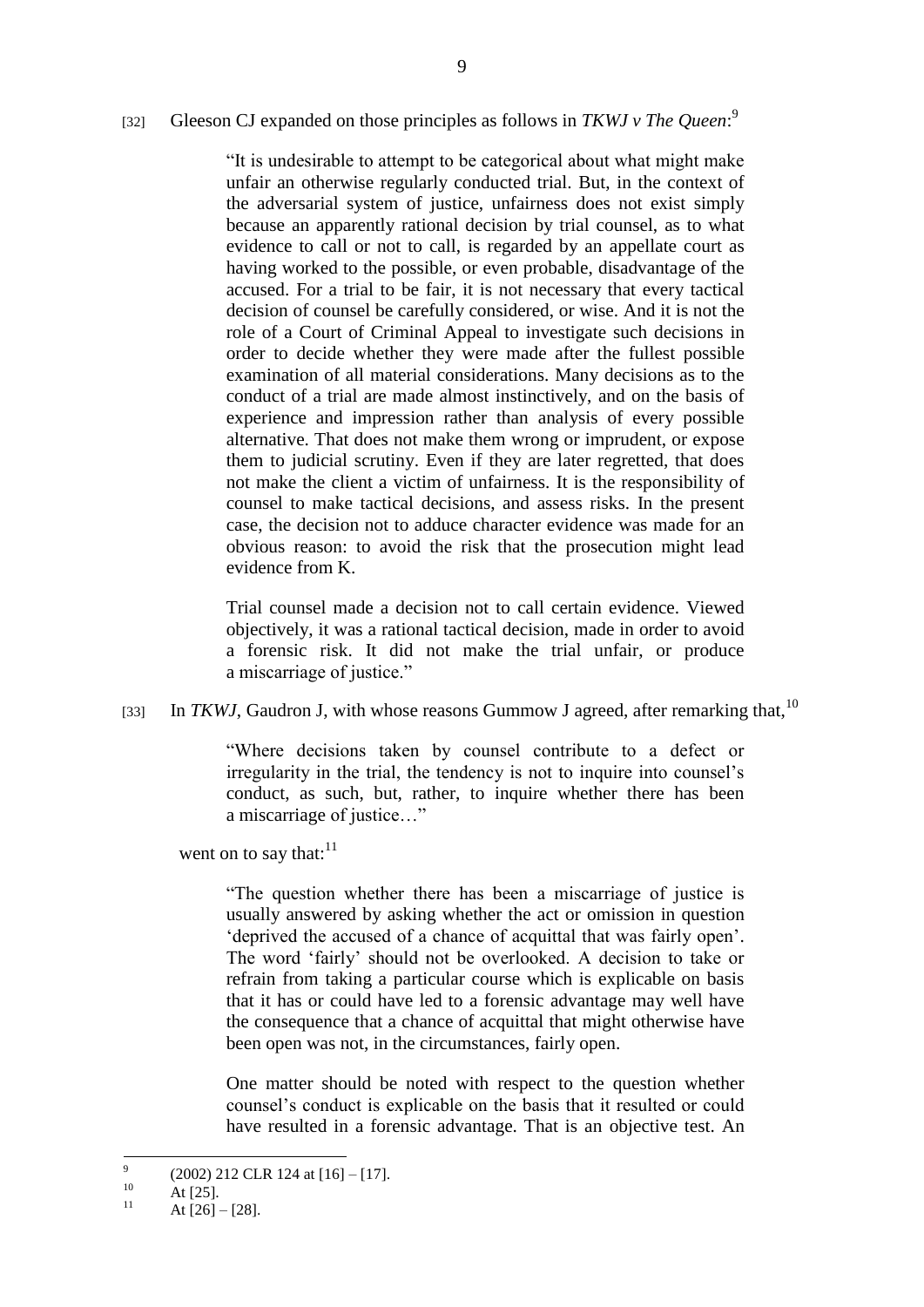[32] Gleeson CJ expanded on those principles as follows in *TKWJ v The Queen*:[9]

> "It is undesirable to attempt to be categorical about what might make unfair an otherwise regularly conducted trial. But, in the context of the adversarial system of justice, unfairness does not exist simply because an apparently rational decision by trial counsel, as to what evidence to call or not to call, is regarded by an appellate court as having worked to the possible, or even probable, disadvantage of the accused. For a trial to be fair, it is not necessary that every tactical decision of counsel be carefully considered, or wise. And it is not the role of a Court of Criminal Appeal to investigate such decisions in order to decide whether they were made after the fullest possible examination of all material considerations. Many decisions as to the conduct of a trial are made almost instinctively, and on the basis of experience and impression rather than analysis of every possible alternative. That does not make them wrong or imprudent, or expose them to judicial scrutiny. Even if they are later regretted, that does not make the client a victim of unfairness. It is the responsibility of counsel to make tactical decisions, and assess risks. In the present case, the decision not to adduce character evidence was made for an obvious reason: to avoid the risk that the prosecution might lead evidence from K.
>
> Trial counsel made a decision not to call certain evidence. Viewed objectively, it was a rational tactical decision, made in order to avoid a forensic risk. It did not make the trial unfair, or produce a miscarriage of justice."

[33] In *TKWJ*, Gaudron J, with whose reasons Gummow J agreed, after remarking that,[10]

> "Where decisions taken by counsel contribute to a defect or irregularity in the trial, the tendency is not to inquire into counsel's conduct, as such, but, rather, to inquire whether there has been a miscarriage of justice…"

went on to say that:[11]

> "The question whether there has been a miscarriage of justice is usually answered by asking whether the act or omission in question 'deprived the accused of a chance of acquittal that was fairly open'. The word 'fairly' should not be overlooked. A decision to take or refrain from taking a particular course which is explicable on basis that it has or could have led to a forensic advantage may well have the consequence that a chance of acquittal that might otherwise have been open was not, in the circumstances, fairly open.
>
> One matter should be noted with respect to the question whether counsel's conduct is explicable on the basis that it resulted or could have resulted in a forensic advantage. That is an objective test. An

---

[9] (2002) 212 CLR 124 at [16] – [17].

[10] At [25].

[11] At [26] – [28].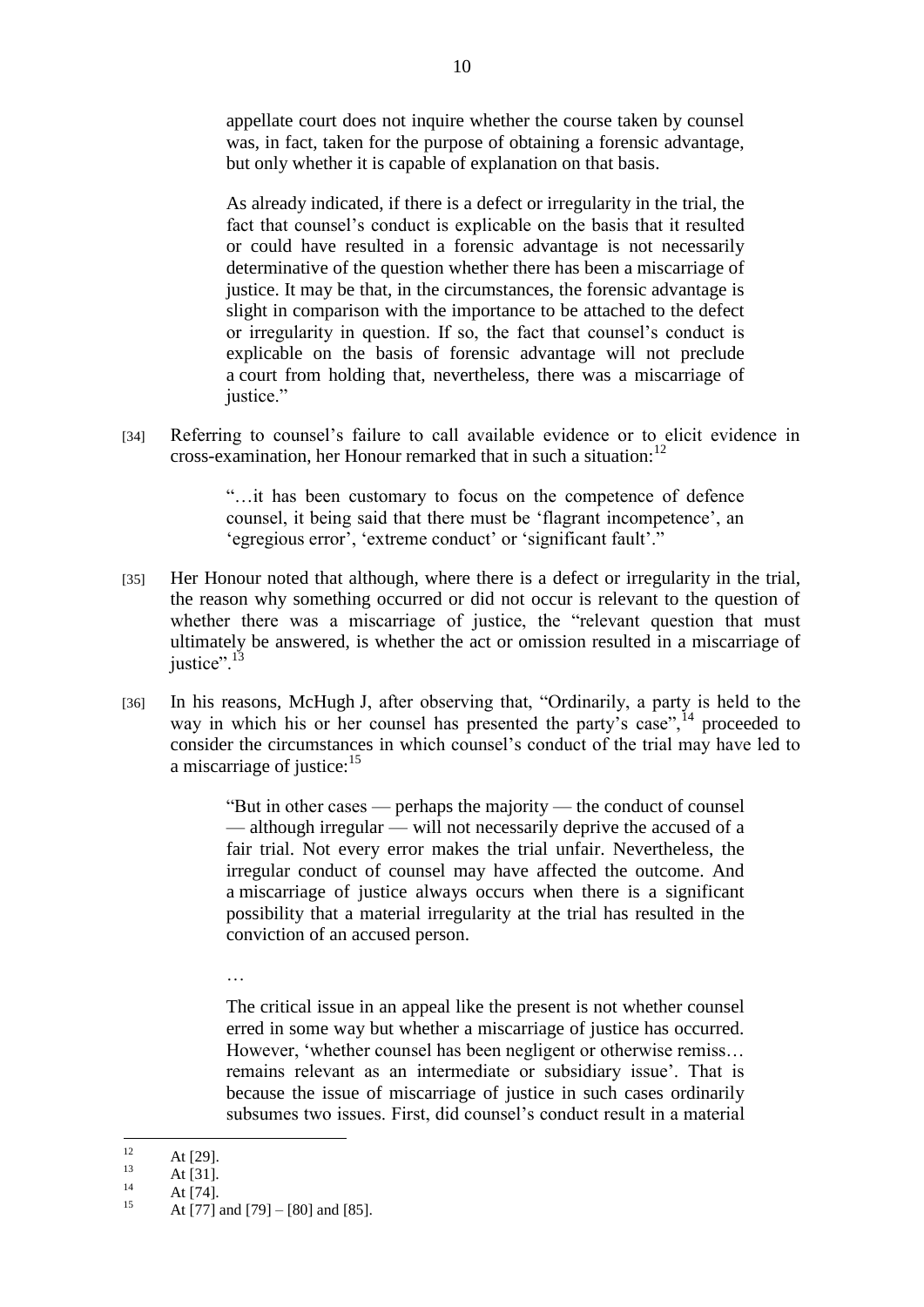> appellate court does not inquire whether the course taken by counsel was, in fact, taken for the purpose of obtaining a forensic advantage, but only whether it is capable of explanation on that basis.
>
> As already indicated, if there is a defect or irregularity in the trial, the fact that counsel's conduct is explicable on the basis that it resulted or could have resulted in a forensic advantage is not necessarily determinative of the question whether there has been a miscarriage of justice. It may be that, in the circumstances, the forensic advantage is slight in comparison with the importance to be attached to the defect or irregularity in question. If so, the fact that counsel's conduct is explicable on the basis of forensic advantage will not preclude a court from holding that, nevertheless, there was a miscarriage of justice."

[34] Referring to counsel's failure to call available evidence or to elicit evidence in cross-examination, her Honour remarked that in such a situation:[12]

> "…it has been customary to focus on the competence of defence counsel, it being said that there must be 'flagrant incompetence', an 'egregious error', 'extreme conduct' or 'significant fault'."

[35] Her Honour noted that although, where there is a defect or irregularity in the trial, the reason why something occurred or did not occur is relevant to the question of whether there was a miscarriage of justice, the "relevant question that must ultimately be answered, is whether the act or omission resulted in a miscarriage of justice".[13]

[36] In his reasons, McHugh J, after observing that, "Ordinarily, a party is held to the way in which his or her counsel has presented the party's case",[14] proceeded to consider the circumstances in which counsel's conduct of the trial may have led to a miscarriage of justice:[15]

> "But in other cases — perhaps the majority — the conduct of counsel — although irregular — will not necessarily deprive the accused of a fair trial. Not every error makes the trial unfair. Nevertheless, the irregular conduct of counsel may have affected the outcome. And a miscarriage of justice always occurs when there is a significant possibility that a material irregularity at the trial has resulted in the conviction of an accused person.
>
> …
>
> The critical issue in an appeal like the present is not whether counsel erred in some way but whether a miscarriage of justice has occurred. However, 'whether counsel has been negligent or otherwise remiss… remains relevant as an intermediate or subsidiary issue'. That is because the issue of miscarriage of justice in such cases ordinarily subsumes two issues. First, did counsel's conduct result in a material

---

[12] At [29].

[13] At [31].

[14] At [74].

[15] At [77] and [79] – [80] and [85].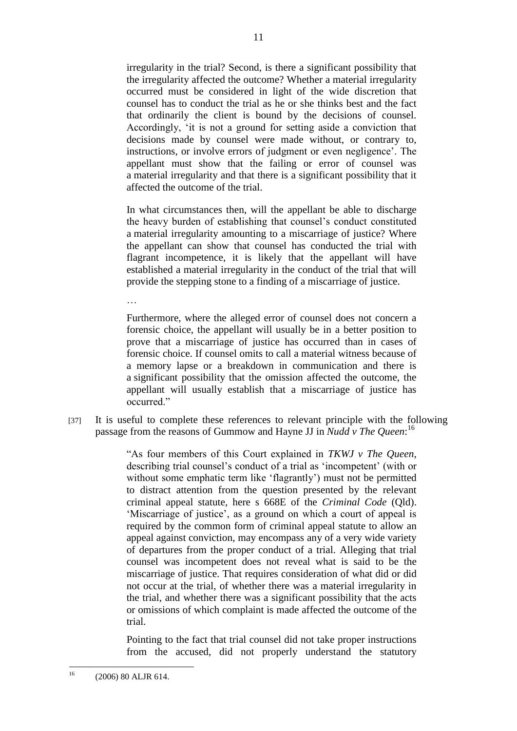> irregularity in the trial? Second, is there a significant possibility that the irregularity affected the outcome? Whether a material irregularity occurred must be considered in light of the wide discretion that counsel has to conduct the trial as he or she thinks best and the fact that ordinarily the client is bound by the decisions of counsel. Accordingly, 'it is not a ground for setting aside a conviction that decisions made by counsel were made without, or contrary to, instructions, or involve errors of judgment or even negligence'. The appellant must show that the failing or error of counsel was a material irregularity and that there is a significant possibility that it affected the outcome of the trial.
>
> In what circumstances then, will the appellant be able to discharge the heavy burden of establishing that counsel's conduct constituted a material irregularity amounting to a miscarriage of justice? Where the appellant can show that counsel has conducted the trial with flagrant incompetence, it is likely that the appellant will have established a material irregularity in the conduct of the trial that will provide the stepping stone to a finding of a miscarriage of justice.
>
> …
>
> Furthermore, where the alleged error of counsel does not concern a forensic choice, the appellant will usually be in a better position to prove that a miscarriage of justice has occurred than in cases of forensic choice. If counsel omits to call a material witness because of a memory lapse or a breakdown in communication and there is a significant possibility that the omission affected the outcome, the appellant will usually establish that a miscarriage of justice has occurred."

[37] It is useful to complete these references to relevant principle with the following passage from the reasons of Gummow and Hayne JJ in *Nudd v The Queen*:[16]

> "As four members of this Court explained in *TKWJ v The Queen*, describing trial counsel's conduct of a trial as 'incompetent' (with or without some emphatic term like 'flagrantly') must not be permitted to distract attention from the question presented by the relevant criminal appeal statute, here s 668E of the *Criminal Code* (Qld). 'Miscarriage of justice', as a ground on which a court of appeal is required by the common form of criminal appeal statute to allow an appeal against conviction, may encompass any of a very wide variety of departures from the proper conduct of a trial. Alleging that trial counsel was incompetent does not reveal what is said to be the miscarriage of justice. That requires consideration of what did or did not occur at the trial, of whether there was a material irregularity in the trial, and whether there was a significant possibility that the acts or omissions of which complaint is made affected the outcome of the trial.
>
> Pointing to the fact that trial counsel did not take proper instructions from the accused, did not properly understand the statutory

---

[16] (2006) 80 ALJR 614.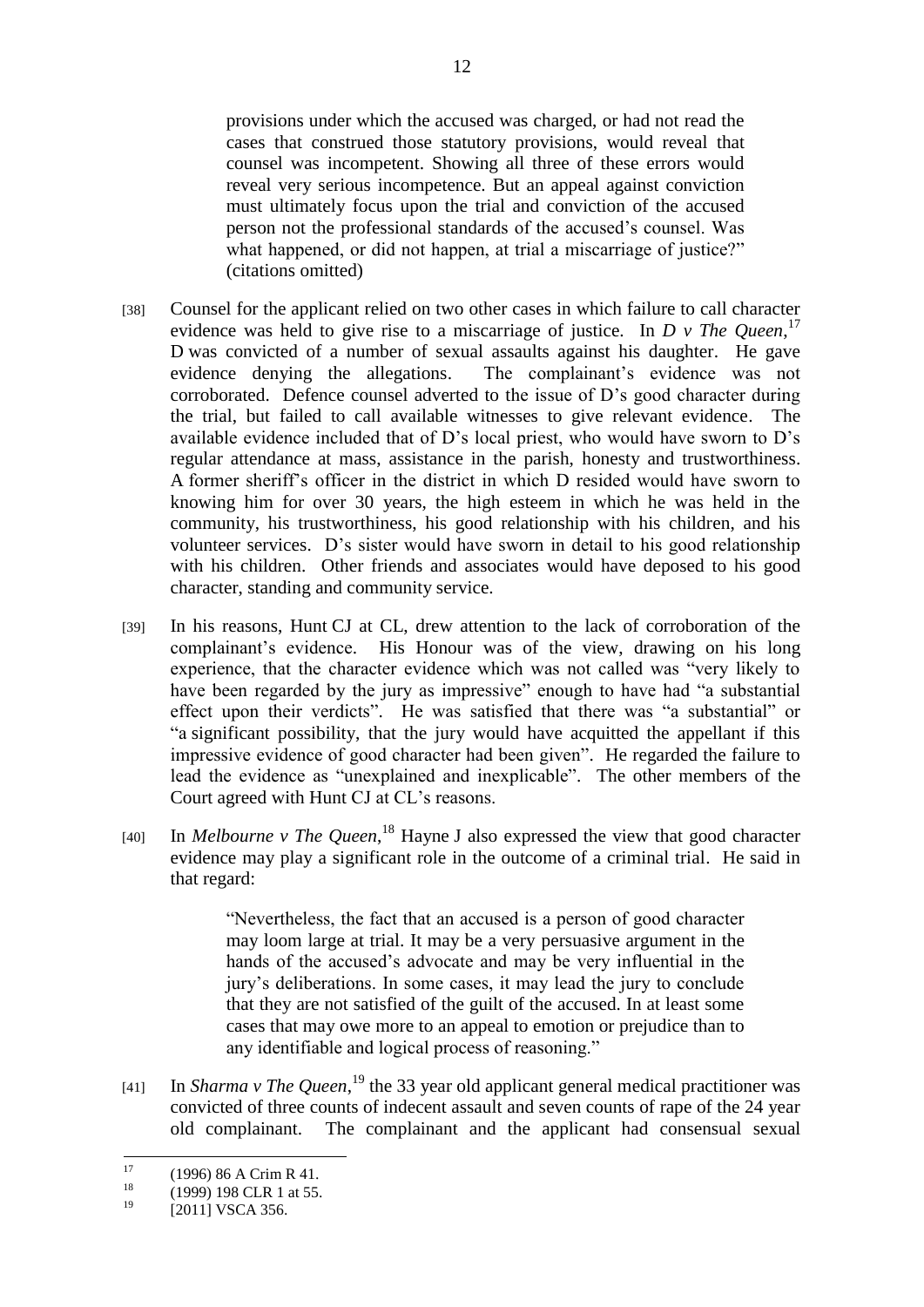> provisions under which the accused was charged, or had not read the cases that construed those statutory provisions, would reveal that counsel was incompetent. Showing all three of these errors would reveal very serious incompetence. But an appeal against conviction must ultimately focus upon the trial and conviction of the accused person not the professional standards of the accused's counsel. Was what happened, or did not happen, at trial a miscarriage of justice?" (citations omitted)

[38] Counsel for the applicant relied on two other cases in which failure to call character evidence was held to give rise to a miscarriage of justice. In *D v The Queen*,[17] D was convicted of a number of sexual assaults against his daughter. He gave evidence denying the allegations. The complainant's evidence was not corroborated. Defence counsel adverted to the issue of D's good character during the trial, but failed to call available witnesses to give relevant evidence. The available evidence included that of D's local priest, who would have sworn to D's regular attendance at mass, assistance in the parish, honesty and trustworthiness. A former sheriff's officer in the district in which D resided would have sworn to knowing him for over 30 years, the high esteem in which he was held in the community, his trustworthiness, his good relationship with his children, and his volunteer services. D's sister would have sworn in detail to his good relationship with his children. Other friends and associates would have deposed to his good character, standing and community service.

[39] In his reasons, Hunt CJ at CL, drew attention to the lack of corroboration of the complainant's evidence. His Honour was of the view, drawing on his long experience, that the character evidence which was not called was "very likely to have been regarded by the jury as impressive" enough to have had "a substantial effect upon their verdicts". He was satisfied that there was "a substantial" or "a significant possibility, that the jury would have acquitted the appellant if this impressive evidence of good character had been given". He regarded the failure to lead the evidence as "unexplained and inexplicable". The other members of the Court agreed with Hunt CJ at CL's reasons.

[40] In *Melbourne v The Queen*,[18] Hayne J also expressed the view that good character evidence may play a significant role in the outcome of a criminal trial. He said in that regard:

> "Nevertheless, the fact that an accused is a person of good character may loom large at trial. It may be a very persuasive argument in the hands of the accused's advocate and may be very influential in the jury's deliberations. In some cases, it may lead the jury to conclude that they are not satisfied of the guilt of the accused. In at least some cases that may owe more to an appeal to emotion or prejudice than to any identifiable and logical process of reasoning."

[41] In *Sharma v The Queen*,[19] the 33 year old applicant general medical practitioner was convicted of three counts of indecent assault and seven counts of rape of the 24 year old complainant. The complainant and the applicant had consensual sexual

---

[17] (1996) 86 A Crim R 41.

[18] (1999) 198 CLR 1 at 55.

[19] [2011] VSCA 356.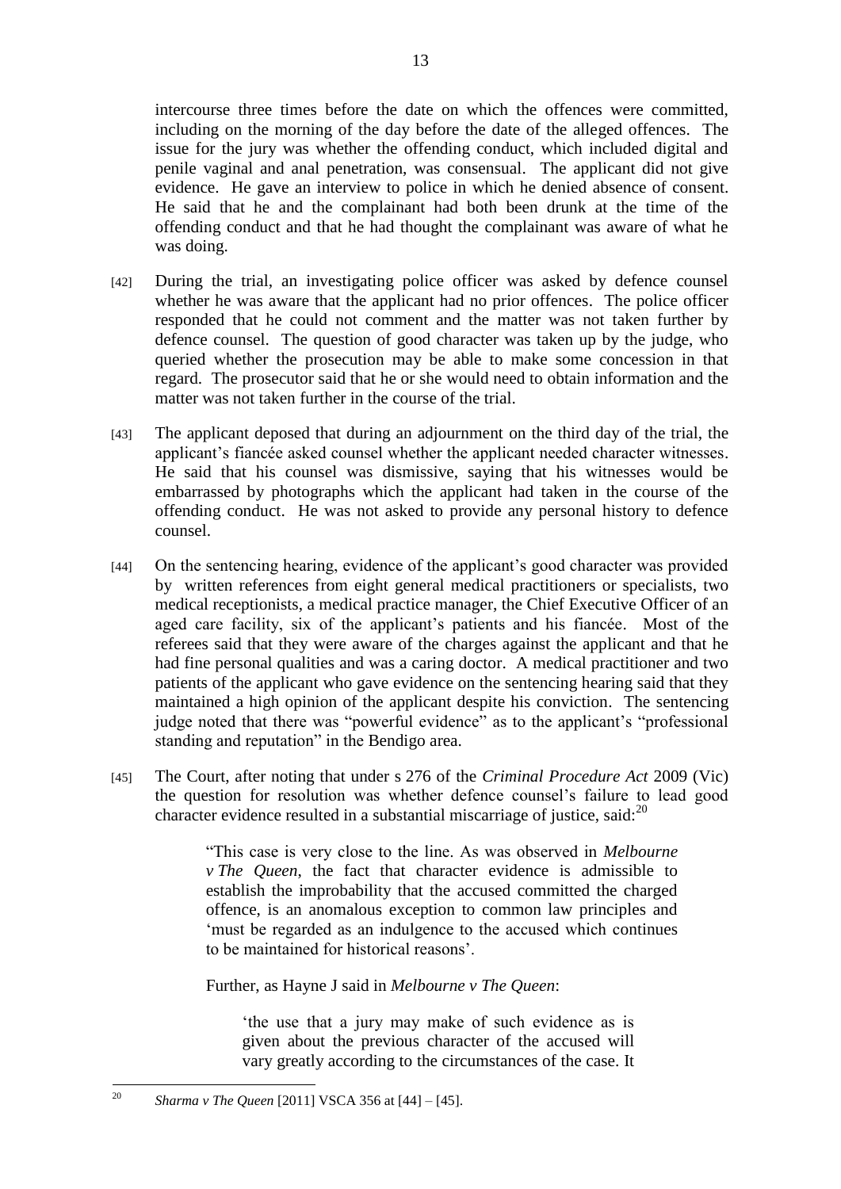intercourse three times before the date on which the offences were committed, including on the morning of the day before the date of the alleged offences. The issue for the jury was whether the offending conduct, which included digital and penile vaginal and anal penetration, was consensual. The applicant did not give evidence. He gave an interview to police in which he denied absence of consent. He said that he and the complainant had both been drunk at the time of the offending conduct and that he had thought the complainant was aware of what he was doing.

[42] During the trial, an investigating police officer was asked by defence counsel whether he was aware that the applicant had no prior offences. The police officer responded that he could not comment and the matter was not taken further by defence counsel. The question of good character was taken up by the judge, who queried whether the prosecution may be able to make some concession in that regard. The prosecutor said that he or she would need to obtain information and the matter was not taken further in the course of the trial.

[43] The applicant deposed that during an adjournment on the third day of the trial, the applicant's fiancée asked counsel whether the applicant needed character witnesses. He said that his counsel was dismissive, saying that his witnesses would be embarrassed by photographs which the applicant had taken in the course of the offending conduct. He was not asked to provide any personal history to defence counsel.

[44] On the sentencing hearing, evidence of the applicant's good character was provided by written references from eight general medical practitioners or specialists, two medical receptionists, a medical practice manager, the Chief Executive Officer of an aged care facility, six of the applicant's patients and his fiancée. Most of the referees said that they were aware of the charges against the applicant and that he had fine personal qualities and was a caring doctor. A medical practitioner and two patients of the applicant who gave evidence on the sentencing hearing said that they maintained a high opinion of the applicant despite his conviction. The sentencing judge noted that there was "powerful evidence" as to the applicant's "professional standing and reputation" in the Bendigo area.

[45] The Court, after noting that under s 276 of the *Criminal Procedure Act* 2009 (Vic) the question for resolution was whether defence counsel's failure to lead good character evidence resulted in a substantial miscarriage of justice, said:[20]

> "This case is very close to the line. As was observed in *Melbourne v The Queen*, the fact that character evidence is admissible to establish the improbability that the accused committed the charged offence, is an anomalous exception to common law principles and 'must be regarded as an indulgence to the accused which continues to be maintained for historical reasons'.
>
> Further, as Hayne J said in *Melbourne v The Queen*:
>
> > 'the use that a jury may make of such evidence as is given about the previous character of the accused will vary greatly according to the circumstances of the case. It

[20] *Sharma v The Queen* [2011] VSCA 356 at [44] – [45].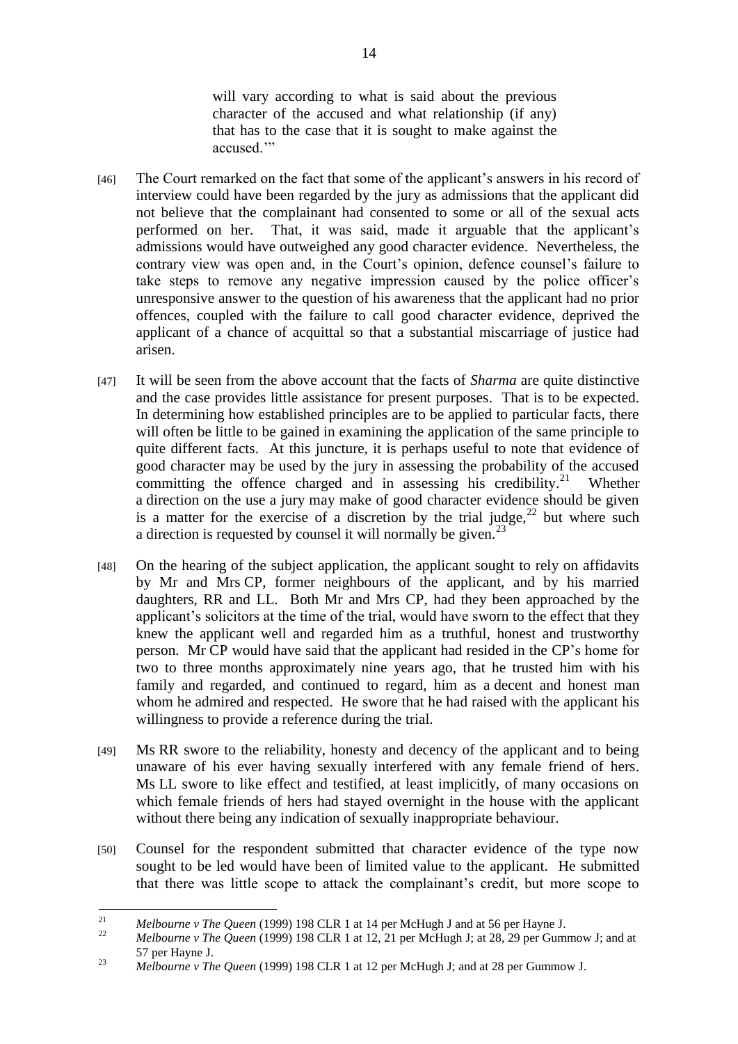> will vary according to what is said about the previous character of the accused and what relationship (if any) that has to the case that it is sought to make against the accused.'"

[46] The Court remarked on the fact that some of the applicant's answers in his record of interview could have been regarded by the jury as admissions that the applicant did not believe that the complainant had consented to some or all of the sexual acts performed on her. That, it was said, made it arguable that the applicant's admissions would have outweighed any good character evidence. Nevertheless, the contrary view was open and, in the Court's opinion, defence counsel's failure to take steps to remove any negative impression caused by the police officer's unresponsive answer to the question of his awareness that the applicant had no prior offences, coupled with the failure to call good character evidence, deprived the applicant of a chance of acquittal so that a substantial miscarriage of justice had arisen.

[47] It will be seen from the above account that the facts of *Sharma* are quite distinctive and the case provides little assistance for present purposes. That is to be expected. In determining how established principles are to be applied to particular facts, there will often be little to be gained in examining the application of the same principle to quite different facts. At this juncture, it is perhaps useful to note that evidence of good character may be used by the jury in assessing the probability of the accused committing the offence charged and in assessing his credibility.[21] Whether a direction on the use a jury may make of good character evidence should be given is a matter for the exercise of a discretion by the trial judge,[22] but where such a direction is requested by counsel it will normally be given.[23]

[48] On the hearing of the subject application, the applicant sought to rely on affidavits by Mr and Mrs CP, former neighbours of the applicant, and by his married daughters, RR and LL. Both Mr and Mrs CP, had they been approached by the applicant's solicitors at the time of the trial, would have sworn to the effect that they knew the applicant well and regarded him as a truthful, honest and trustworthy person. Mr CP would have said that the applicant had resided in the CP's home for two to three months approximately nine years ago, that he trusted him with his family and regarded, and continued to regard, him as a decent and honest man whom he admired and respected. He swore that he had raised with the applicant his willingness to provide a reference during the trial.

[49] Ms RR swore to the reliability, honesty and decency of the applicant and to being unaware of his ever having sexually interfered with any female friend of hers. Ms LL swore to like effect and testified, at least implicitly, of many occasions on which female friends of hers had stayed overnight in the house with the applicant without there being any indication of sexually inappropriate behaviour.

[50] Counsel for the respondent submitted that character evidence of the type now sought to be led would have been of limited value to the applicant. He submitted that there was little scope to attack the complainant's credit, but more scope to

---

[21] *Melbourne v The Queen* (1999) 198 CLR 1 at 14 per McHugh J and at 56 per Hayne J.

[22] *Melbourne v The Queen* (1999) 198 CLR 1 at 12, 21 per McHugh J; at 28, 29 per Gummow J; and at 57 per Hayne J.

[23] *Melbourne v The Queen* (1999) 198 CLR 1 at 12 per McHugh J; and at 28 per Gummow J.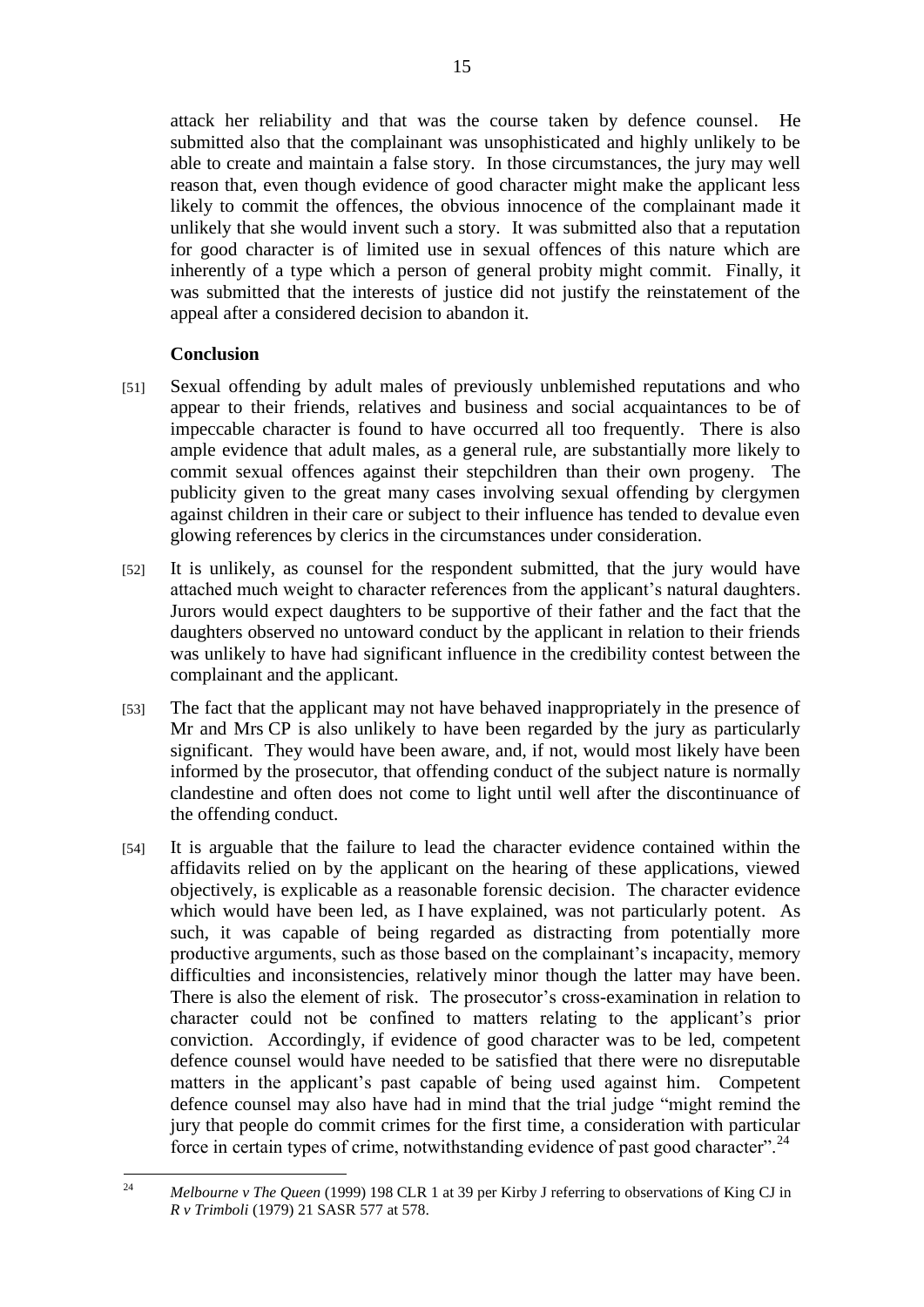attack her reliability and that was the course taken by defence counsel. He submitted also that the complainant was unsophisticated and highly unlikely to be able to create and maintain a false story. In those circumstances, the jury may well reason that, even though evidence of good character might make the applicant less likely to commit the offences, the obvious innocence of the complainant made it unlikely that she would invent such a story. It was submitted also that a reputation for good character is of limited use in sexual offences of this nature which are inherently of a type which a person of general probity might commit. Finally, it was submitted that the interests of justice did not justify the reinstatement of the appeal after a considered decision to abandon it.

**Conclusion**

[51] Sexual offending by adult males of previously unblemished reputations and who appear to their friends, relatives and business and social acquaintances to be of impeccable character is found to have occurred all too frequently. There is also ample evidence that adult males, as a general rule, are substantially more likely to commit sexual offences against their stepchildren than their own progeny. The publicity given to the great many cases involving sexual offending by clergymen against children in their care or subject to their influence has tended to devalue even glowing references by clerics in the circumstances under consideration.

[52] It is unlikely, as counsel for the respondent submitted, that the jury would have attached much weight to character references from the applicant's natural daughters. Jurors would expect daughters to be supportive of their father and the fact that the daughters observed no untoward conduct by the applicant in relation to their friends was unlikely to have had significant influence in the credibility contest between the complainant and the applicant.

[53] The fact that the applicant may not have behaved inappropriately in the presence of Mr and Mrs CP is also unlikely to have been regarded by the jury as particularly significant. They would have been aware, and, if not, would most likely have been informed by the prosecutor, that offending conduct of the subject nature is normally clandestine and often does not come to light until well after the discontinuance of the offending conduct.

[54] It is arguable that the failure to lead the character evidence contained within the affidavits relied on by the applicant on the hearing of these applications, viewed objectively, is explicable as a reasonable forensic decision. The character evidence which would have been led, as I have explained, was not particularly potent. As such, it was capable of being regarded as distracting from potentially more productive arguments, such as those based on the complainant's incapacity, memory difficulties and inconsistencies, relatively minor though the latter may have been. There is also the element of risk. The prosecutor's cross-examination in relation to character could not be confined to matters relating to the applicant's prior conviction. Accordingly, if evidence of good character was to be led, competent defence counsel would have needed to be satisfied that there were no disreputable matters in the applicant's past capable of being used against him. Competent defence counsel may also have had in mind that the trial judge "might remind the jury that people do commit crimes for the first time, a consideration with particular force in certain types of crime, notwithstanding evidence of past good character".[24]

---

[24] *Melbourne v The Queen* (1999) 198 CLR 1 at 39 per Kirby J referring to observations of King CJ in *R v Trimboli* (1979) 21 SASR 577 at 578.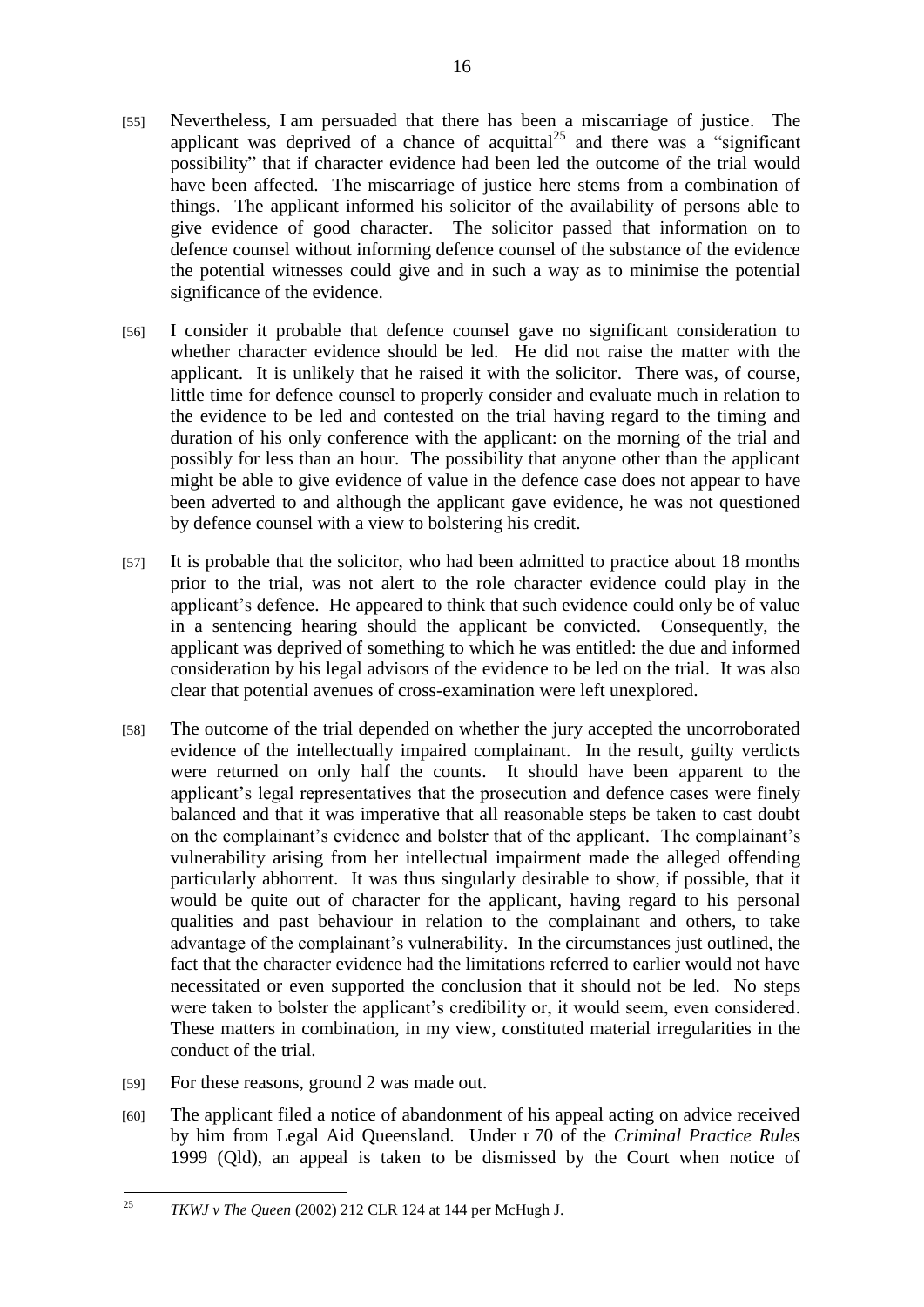[55] Nevertheless, I am persuaded that there has been a miscarriage of justice. The applicant was deprived of a chance of acquittal[25] and there was a "significant possibility" that if character evidence had been led the outcome of the trial would have been affected. The miscarriage of justice here stems from a combination of things. The applicant informed his solicitor of the availability of persons able to give evidence of good character. The solicitor passed that information on to defence counsel without informing defence counsel of the substance of the evidence the potential witnesses could give and in such a way as to minimise the potential significance of the evidence.

[56] I consider it probable that defence counsel gave no significant consideration to whether character evidence should be led. He did not raise the matter with the applicant. It is unlikely that he raised it with the solicitor. There was, of course, little time for defence counsel to properly consider and evaluate much in relation to the evidence to be led and contested on the trial having regard to the timing and duration of his only conference with the applicant: on the morning of the trial and possibly for less than an hour. The possibility that anyone other than the applicant might be able to give evidence of value in the defence case does not appear to have been adverted to and although the applicant gave evidence, he was not questioned by defence counsel with a view to bolstering his credit.

[57] It is probable that the solicitor, who had been admitted to practice about 18 months prior to the trial, was not alert to the role character evidence could play in the applicant's defence. He appeared to think that such evidence could only be of value in a sentencing hearing should the applicant be convicted. Consequently, the applicant was deprived of something to which he was entitled: the due and informed consideration by his legal advisors of the evidence to be led on the trial. It was also clear that potential avenues of cross-examination were left unexplored.

[58] The outcome of the trial depended on whether the jury accepted the uncorroborated evidence of the intellectually impaired complainant. In the result, guilty verdicts were returned on only half the counts. It should have been apparent to the applicant's legal representatives that the prosecution and defence cases were finely balanced and that it was imperative that all reasonable steps be taken to cast doubt on the complainant's evidence and bolster that of the applicant. The complainant's vulnerability arising from her intellectual impairment made the alleged offending particularly abhorrent. It was thus singularly desirable to show, if possible, that it would be quite out of character for the applicant, having regard to his personal qualities and past behaviour in relation to the complainant and others, to take advantage of the complainant's vulnerability. In the circumstances just outlined, the fact that the character evidence had the limitations referred to earlier would not have necessitated or even supported the conclusion that it should not be led. No steps were taken to bolster the applicant's credibility or, it would seem, even considered. These matters in combination, in my view, constituted material irregularities in the conduct of the trial.

[59] For these reasons, ground 2 was made out.

[60] The applicant filed a notice of abandonment of his appeal acting on advice received by him from Legal Aid Queensland. Under r 70 of the *Criminal Practice Rules* 1999 (Qld), an appeal is taken to be dismissed by the Court when notice of

---

[25] *TKWJ v The Queen* (2002) 212 CLR 124 at 144 per McHugh J.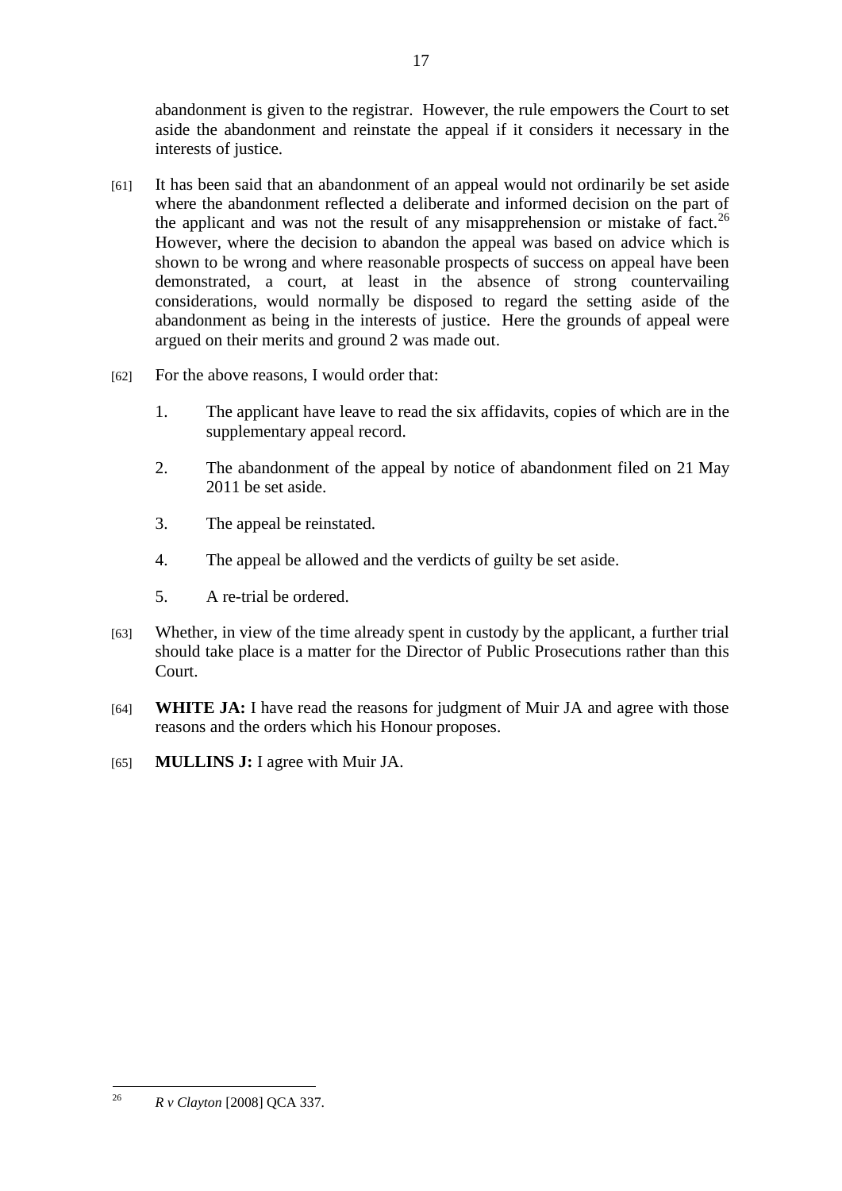abandonment is given to the registrar. However, the rule empowers the Court to set aside the abandonment and reinstate the appeal if it considers it necessary in the interests of justice.

[61] It has been said that an abandonment of an appeal would not ordinarily be set aside where the abandonment reflected a deliberate and informed decision on the part of the applicant and was not the result of any misapprehension or mistake of fact.[26] However, where the decision to abandon the appeal was based on advice which is shown to be wrong and where reasonable prospects of success on appeal have been demonstrated, a court, at least in the absence of strong countervailing considerations, would normally be disposed to regard the setting aside of the abandonment as being in the interests of justice. Here the grounds of appeal were argued on their merits and ground 2 was made out.

[62] For the above reasons, I would order that:

1. The applicant have leave to read the six affidavits, copies of which are in the supplementary appeal record.
2. The abandonment of the appeal by notice of abandonment filed on 21 May 2011 be set aside.
3. The appeal be reinstated.
4. The appeal be allowed and the verdicts of guilty be set aside.
5. A re-trial be ordered.

[63] Whether, in view of the time already spent in custody by the applicant, a further trial should take place is a matter for the Director of Public Prosecutions rather than this Court.

[64] **WHITE JA:** I have read the reasons for judgment of Muir JA and agree with those reasons and the orders which his Honour proposes.

[65] **MULLINS J:** I agree with Muir JA.

---

[26] *R v Clayton* [2008] QCA 337.